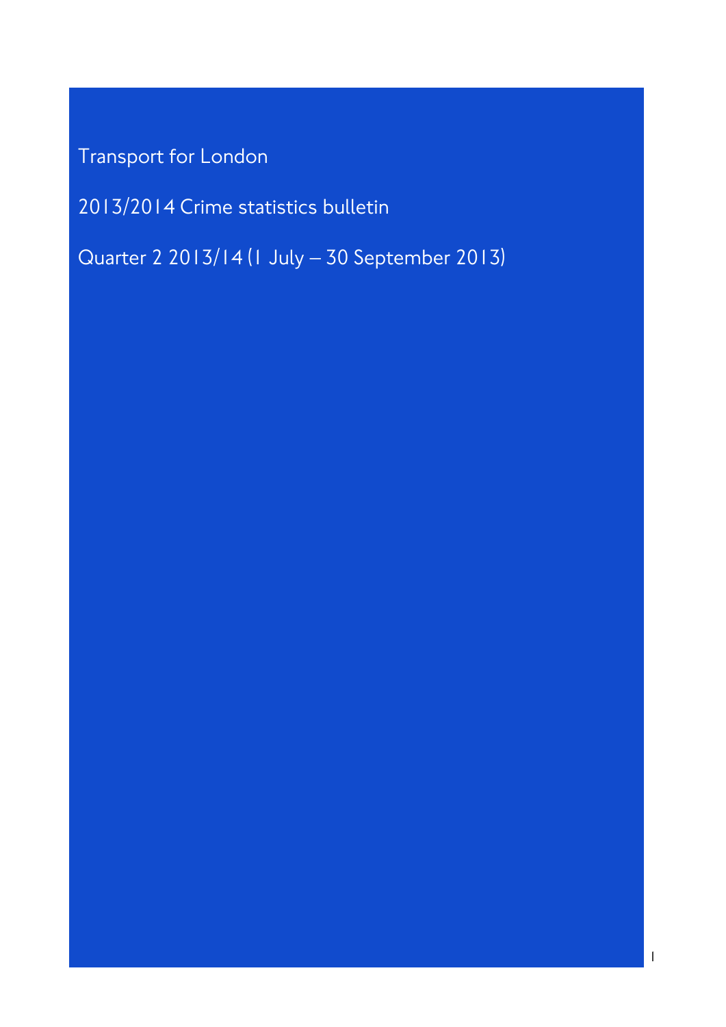# Transport for London

## 2013/2014 Crime statistics bulletin

### Quarter 2 2013/14 (1 July – 30 September 2013)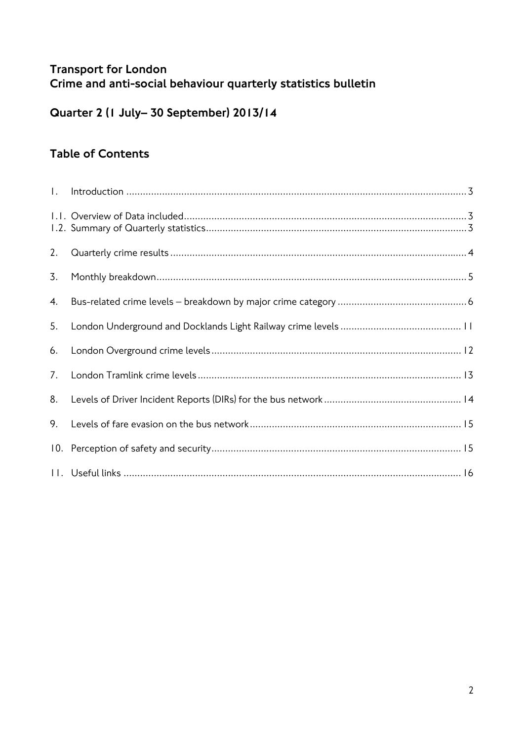# Transport for London
# Crime and anti-social behaviour quarterly statistics bulletin

## Quarter 2 (1 July– 30 September) 2013/14

## Table of Contents

1. Introduction ........................................................ 3

1.1. Overview of Data included ........................................................ 3
1.2. Summary of Quarterly statistics ........................................................ 3

2. Quarterly crime results ........................................................ 4

3. Monthly breakdown ........................................................ 5

4. Bus-related crime levels – breakdown by major crime category ........................................................ 6

5. London Underground and Docklands Light Railway crime levels ........................................................ 11

6. London Overground crime levels ........................................................ 12

7. London Tramlink crime levels ........................................................ 13

8. Levels of Driver Incident Reports (DIRs) for the bus network ........................................................ 14

9. Levels of fare evasion on the bus network ........................................................ 15

10. Perception of safety and security ........................................................ 15

11. Useful links ........................................................ 16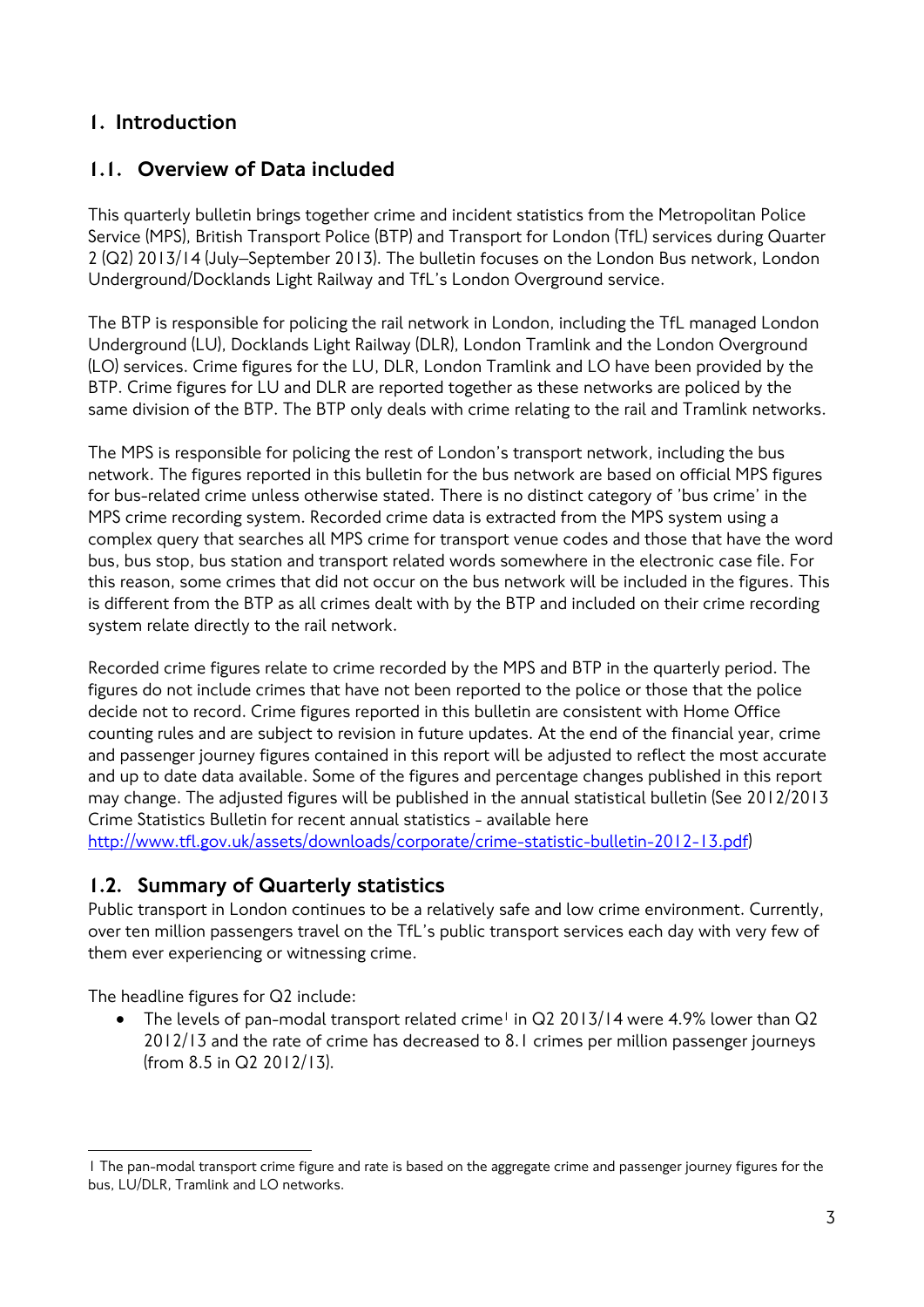# 1. Introduction

## 1.1. Overview of Data included

This quarterly bulletin brings together crime and incident statistics from the Metropolitan Police Service (MPS), British Transport Police (BTP) and Transport for London (TfL) services during Quarter 2 (Q2) 2013/14 (July–September 2013). The bulletin focuses on the London Bus network, London Underground/Docklands Light Railway and TfL's London Overground service.

The BTP is responsible for policing the rail network in London, including the TfL managed London Underground (LU), Docklands Light Railway (DLR), London Tramlink and the London Overground (LO) services. Crime figures for the LU, DLR, London Tramlink and LO have been provided by the BTP. Crime figures for LU and DLR are reported together as these networks are policed by the same division of the BTP. The BTP only deals with crime relating to the rail and Tramlink networks.

The MPS is responsible for policing the rest of London's transport network, including the bus network. The figures reported in this bulletin for the bus network are based on official MPS figures for bus-related crime unless otherwise stated. There is no distinct category of 'bus crime' in the MPS crime recording system. Recorded crime data is extracted from the MPS system using a complex query that searches all MPS crime for transport venue codes and those that have the word bus, bus stop, bus station and transport related words somewhere in the electronic case file. For this reason, some crimes that did not occur on the bus network will be included in the figures. This is different from the BTP as all crimes dealt with by the BTP and included on their crime recording system relate directly to the rail network.

Recorded crime figures relate to crime recorded by the MPS and BTP in the quarterly period. The figures do not include crimes that have not been reported to the police or those that the police decide not to record. Crime figures reported in this bulletin are consistent with Home Office counting rules and are subject to revision in future updates. At the end of the financial year, crime and passenger journey figures contained in this report will be adjusted to reflect the most accurate and up to date data available. Some of the figures and percentage changes published in this report may change. The adjusted figures will be published in the annual statistical bulletin (See 2012/2013 Crime Statistics Bulletin for recent annual statistics - available here http://www.tfl.gov.uk/assets/downloads/corporate/crime-statistic-bulletin-2012-13.pdf)

## 1.2. Summary of Quarterly statistics

Public transport in London continues to be a relatively safe and low crime environment. Currently, over ten million passengers travel on the TfL's public transport services each day with very few of them ever experiencing or witnessing crime.

The headline figures for Q2 include:

- The levels of pan-modal transport related crime[1] in Q2 2013/14 were 4.9% lower than Q2 2012/13 and the rate of crime has decreased to 8.1 crimes per million passenger journeys (from 8.5 in Q2 2012/13).

[1] The pan-modal transport crime figure and rate is based on the aggregate crime and passenger journey figures for the bus, LU/DLR, Tramlink and LO networks.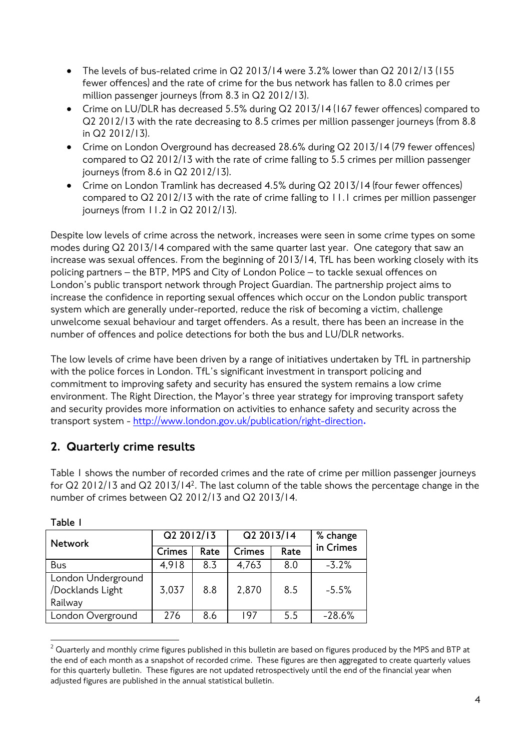- The levels of bus-related crime in Q2 2013/14 were 3.2% lower than Q2 2012/13 (155 fewer offences) and the rate of crime for the bus network has fallen to 8.0 crimes per million passenger journeys (from 8.3 in Q2 2012/13).
- Crime on LU/DLR has decreased 5.5% during Q2 2013/14 (167 fewer offences) compared to Q2 2012/13 with the rate decreasing to 8.5 crimes per million passenger journeys (from 8.8 in Q2 2012/13).
- Crime on London Overground has decreased 28.6% during Q2 2013/14 (79 fewer offences) compared to Q2 2012/13 with the rate of crime falling to 5.5 crimes per million passenger journeys (from 8.6 in Q2 2012/13).
- Crime on London Tramlink has decreased 4.5% during Q2 2013/14 (four fewer offences) compared to Q2 2012/13 with the rate of crime falling to 11.1 crimes per million passenger journeys (from 11.2 in Q2 2012/13).

Despite low levels of crime across the network, increases were seen in some crime types on some modes during Q2 2013/14 compared with the same quarter last year. One category that saw an increase was sexual offences. From the beginning of 2013/14, TfL has been working closely with its policing partners – the BTP, MPS and City of London Police – to tackle sexual offences on London's public transport network through Project Guardian. The partnership project aims to increase the confidence in reporting sexual offences which occur on the London public transport system which are generally under-reported, reduce the risk of becoming a victim, challenge unwelcome sexual behaviour and target offenders. As a result, there has been an increase in the number of offences and police detections for both the bus and LU/DLR networks.

The low levels of crime have been driven by a range of initiatives undertaken by TfL in partnership with the police forces in London. TfL's significant investment in transport policing and commitment to improving safety and security has ensured the system remains a low crime environment. The Right Direction, the Mayor's three year strategy for improving transport safety and security provides more information on activities to enhance safety and security across the transport system - http://www.london.gov.uk/publication/right-direction.

## 2. Quarterly crime results

Table 1 shows the number of recorded crimes and the rate of crime per million passenger journeys for Q2 2012/13 and Q2 2013/14[2]. The last column of the table shows the percentage change in the number of crimes between Q2 2012/13 and Q2 2013/14.

**Table 1**

| Network | Q2 2012/13 | | Q2 2013/14 | | % change in Crimes |
|---|---|---|---|---|---|
| | Crimes | Rate | Crimes | Rate | |
| Bus | 4,918 | 8.3 | 4,763 | 8.0 | -3.2% |
| London Underground /Docklands Light Railway | 3,037 | 8.8 | 2,870 | 8.5 | -5.5% |
| London Overground | 276 | 8.6 | 197 | 5.5 | -28.6% |

[2] Quarterly and monthly crime figures published in this bulletin are based on figures produced by the MPS and BTP at the end of each month as a snapshot of recorded crime. These figures are then aggregated to create quarterly values for this quarterly bulletin. These figures are not updated retrospectively until the end of the financial year when adjusted figures are published in the annual statistical bulletin.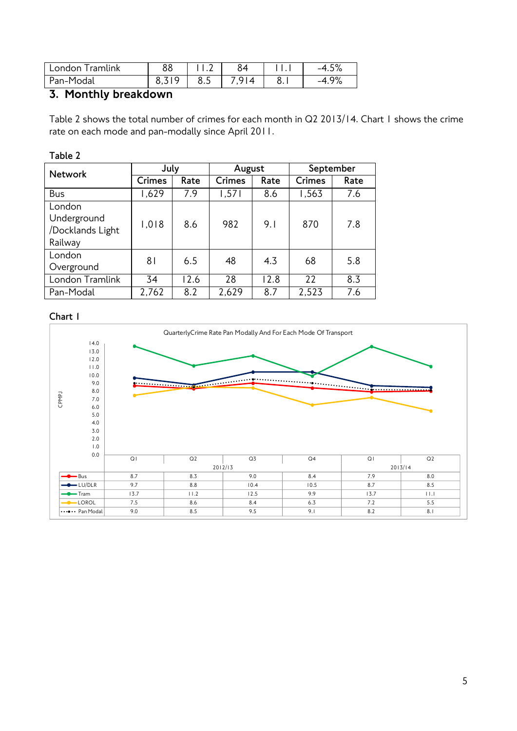| London Tramlink | 88 | 11.2 | 84 | 11.1 | -4.5% |
|---|---|---|---|---|---|
| Pan-Modal | 8,319 | 8.5 | 7,914 | 8.1 | -4.9% |

## 3. Monthly breakdown

Table 2 shows the total number of crimes for each month in Q2 2013/14. Chart 1 shows the crime rate on each mode and pan-modally since April 2011.

Table 2

| Network | July | | August | | September | |
|---|---|---|---|---|---|---|
| | Crimes | Rate | Crimes | Rate | Crimes | Rate |
| Bus | 1,629 | 7.9 | 1,571 | 8.6 | 1,563 | 7.6 |
| London Underground /Docklands Light Railway | 1,018 | 8.6 | 982 | 9.1 | 870 | 7.8 |
| London Overground | 81 | 6.5 | 48 | 4.3 | 68 | 5.8 |
| London Tramlink | 34 | 12.6 | 28 | 12.8 | 22 | 8.3 |
| Pan-Modal | 2,762 | 8.2 | 2,629 | 8.7 | 2,523 | 7.6 |

Chart 1

QuarterlyCrime Rate Pan Modally And For Each Mode Of Transport

| | 2012/13 Q1 | 2012/13 Q2 | 2012/13 Q3 | 2012/13 Q4 | 2013/14 Q1 | 2013/14 Q2 |
|---|---|---|---|---|---|---|
| Bus | 8.7 | 8.3 | 9.0 | 8.4 | 7.9 | 8.0 |
| LU/DLR | 9.7 | 8.8 | 10.4 | 10.5 | 8.7 | 8.5 |
| Tram | 13.7 | 11.2 | 12.5 | 9.9 | 13.7 | 11.1 |
| LOROL | 7.5 | 8.6 | 8.4 | 6.3 | 7.2 | 5.5 |
| Pan Modal | 9.0 | 8.5 | 9.5 | 9.1 | 8.2 | 8.1 |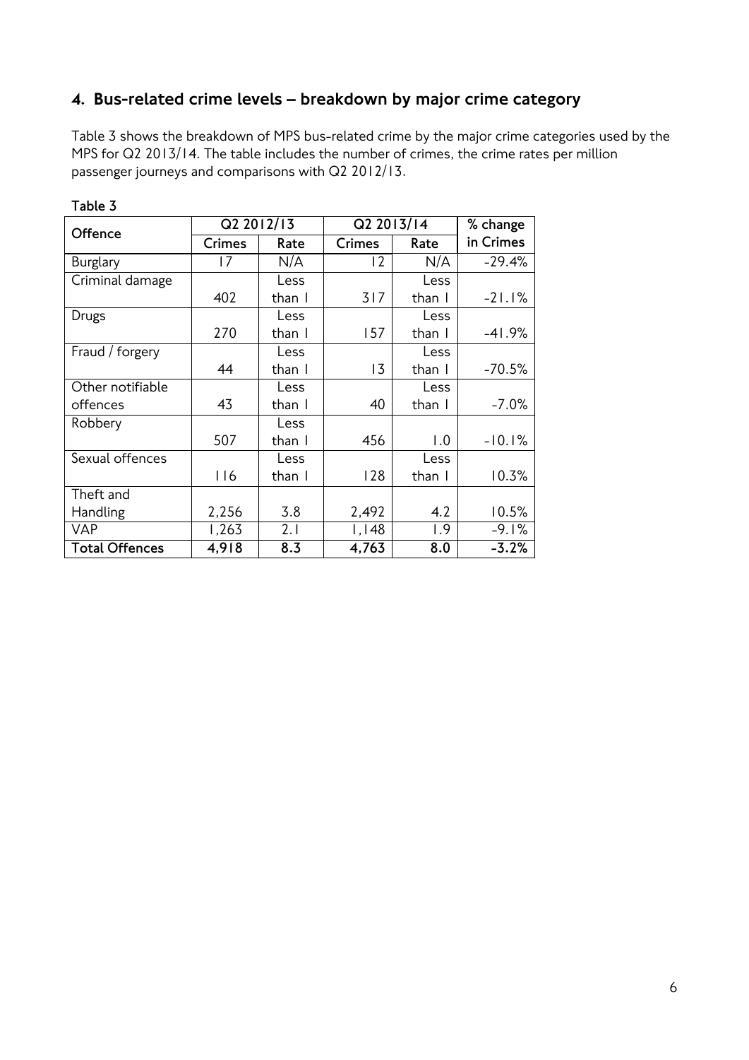## 4. Bus-related crime levels – breakdown by major crime category

Table 3 shows the breakdown of MPS bus-related crime by the major crime categories used by the MPS for Q2 2013/14. The table includes the number of crimes, the crime rates per million passenger journeys and comparisons with Q2 2012/13.

Table 3

| Offence | Q2 2012/13 | | Q2 2013/14 | | % change in Crimes |
|---|---|---|---|---|---|
| | Crimes | Rate | Crimes | Rate | |
| Burglary | 17 | N/A | 12 | N/A | -29.4% |
| Criminal damage | 402 | Less than 1 | 317 | Less than 1 | -21.1% |
| Drugs | 270 | Less than 1 | 157 | Less than 1 | -41.9% |
| Fraud / forgery | 44 | Less than 1 | 13 | Less than 1 | -70.5% |
| Other notifiable offences | 43 | Less than 1 | 40 | Less than 1 | -7.0% |
| Robbery | 507 | Less than 1 | 456 | 1.0 | -10.1% |
| Sexual offences | 116 | Less than 1 | 128 | Less than 1 | 10.3% |
| Theft and Handling | 2,256 | 3.8 | 2,492 | 4.2 | 10.5% |
| VAP | 1,263 | 2.1 | 1,148 | 1.9 | -9.1% |
| **Total Offences** | **4,918** | **8.3** | **4,763** | **8.0** | **-3.2%** |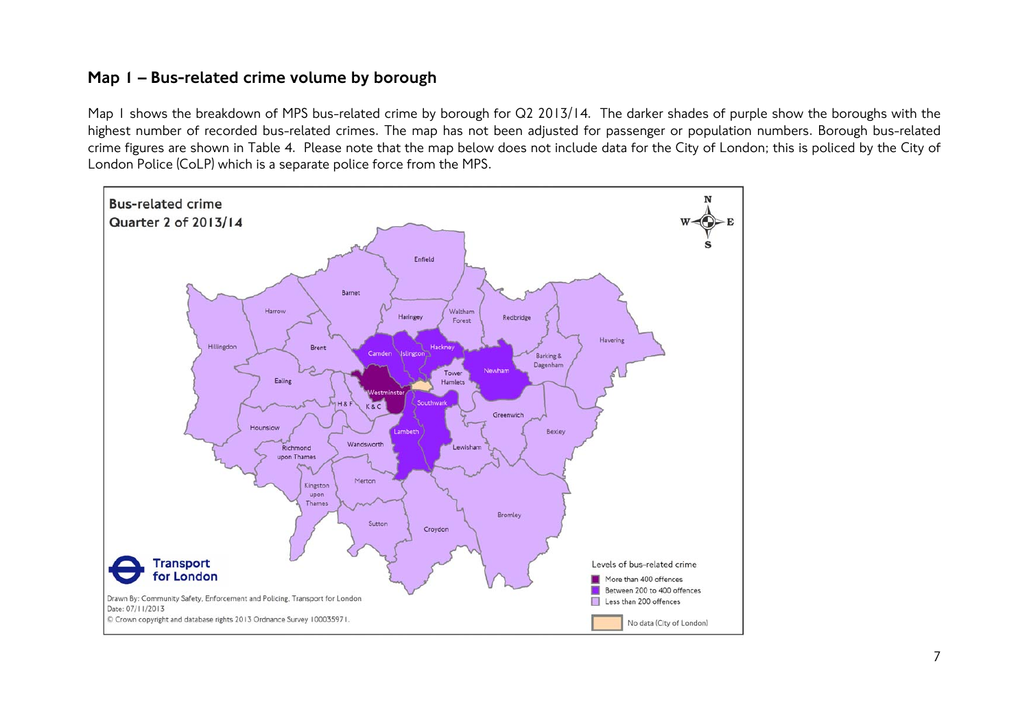## Map 1 – Bus-related crime volume by borough

Map 1 shows the breakdown of MPS bus-related crime by borough for Q2 2013/14. The darker shades of purple show the boroughs with the highest number of recorded bus-related crimes. The map has not been adjusted for passenger or population numbers. Borough bus-related crime figures are shown in Table 4. Please note that the map below does not include data for the City of London; this is policed by the City of London Police (CoLP) which is a separate police force from the MPS.

**Bus-related crime**
**Quarter 2 of 2013/14**

Levels of bus-related crime
- More than 400 offences
- Between 200 to 400 offences
- Less than 200 offences
- No data (City of London)

Drawn By: Community Safety, Enforcement and Policing, Transport for London
Date: 07/11/2013
© Crown copyright and database rights 2013 Ordnance Survey 100035971.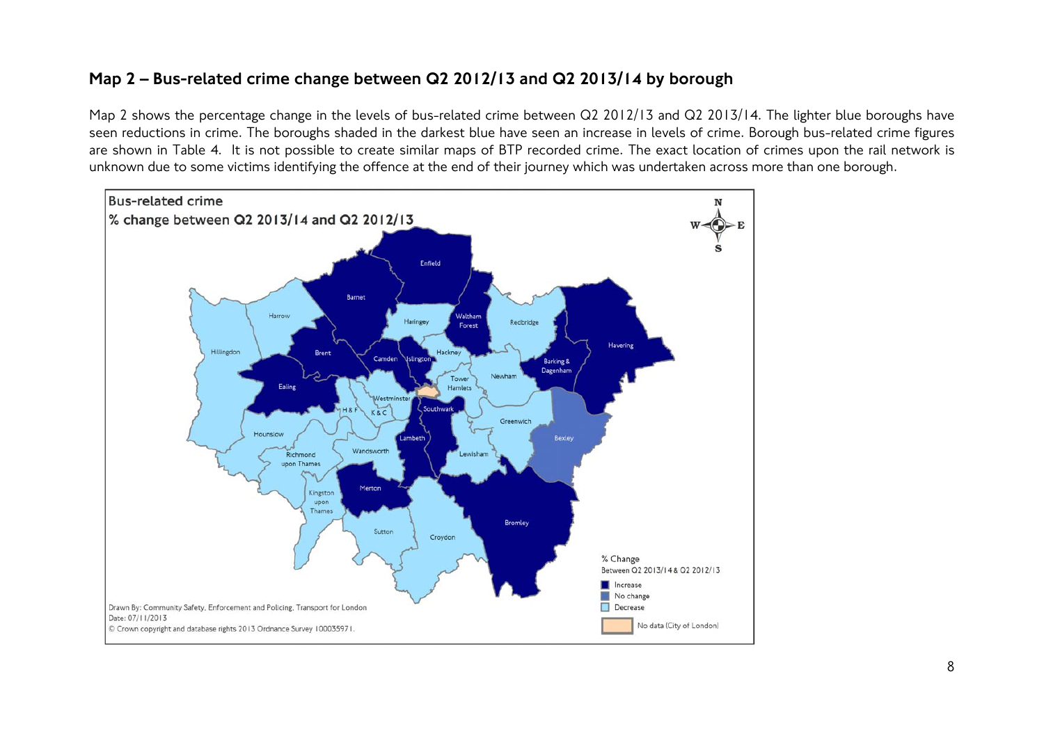## Map 2 – Bus-related crime change between Q2 2012/13 and Q2 2013/14 by borough

Map 2 shows the percentage change in the levels of bus-related crime between Q2 2012/13 and Q2 2013/14. The lighter blue boroughs have seen reductions in crime. The boroughs shaded in the darkest blue have seen an increase in levels of crime. Borough bus-related crime figures are shown in Table 4. It is not possible to create similar maps of BTP recorded crime. The exact location of crimes upon the rail network is unknown due to some victims identifying the offence at the end of their journey which was undertaken across more than one borough.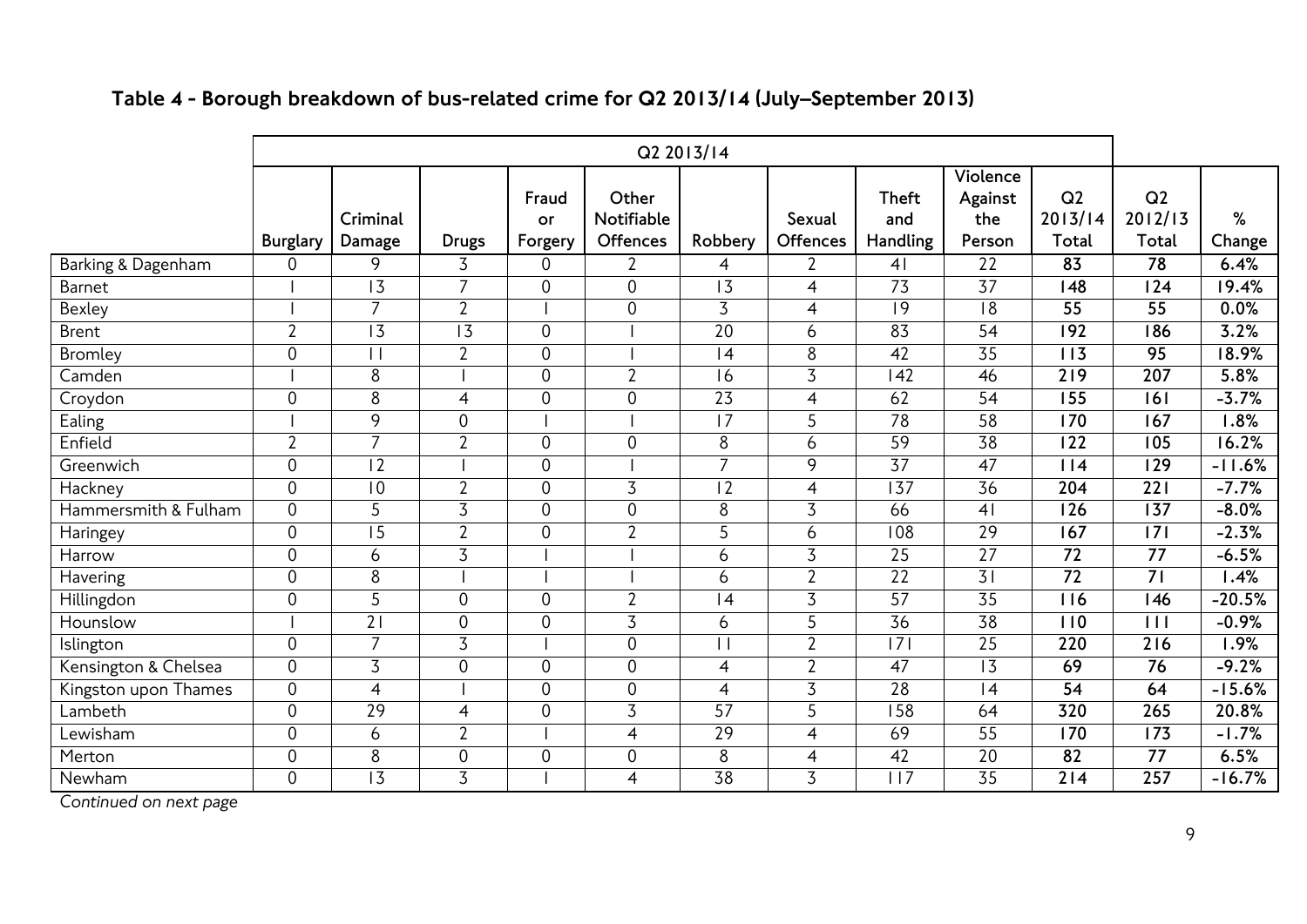## Table 4 - Borough breakdown of bus-related crime for Q2 2013/14 (July–September 2013)

| | Q2 2013/14 | | | | | | | | | | | |
|---|---|---|---|---|---|---|---|---|---|---|---|---|
| | Burglary | Criminal Damage | Drugs | Fraud or Forgery | Other Notifiable Offences | Robbery | Sexual Offences | Theft and Handling | Violence Against the Person | Q2 2013/14 Total | Q2 2012/13 Total | % Change |
| Barking & Dagenham | 0 | 9 | 3 | 0 | 2 | 4 | 2 | 41 | 22 | **83** | **78** | **6.4%** |
| Barnet | 1 | 13 | 7 | 0 | 0 | 13 | 4 | 73 | 37 | **148** | **124** | **19.4%** |
| Bexley | 1 | 7 | 2 | 1 | 0 | 3 | 4 | 19 | 18 | **55** | **55** | **0.0%** |
| Brent | 2 | 13 | 13 | 0 | 1 | 20 | 6 | 83 | 54 | **192** | **186** | **3.2%** |
| Bromley | 0 | 11 | 2 | 0 | 1 | 14 | 8 | 42 | 35 | **113** | **95** | **18.9%** |
| Camden | 1 | 8 | 1 | 0 | 2 | 16 | 3 | 142 | 46 | **219** | **207** | **5.8%** |
| Croydon | 0 | 8 | 4 | 0 | 0 | 23 | 4 | 62 | 54 | **155** | **161** | **-3.7%** |
| Ealing | 1 | 9 | 0 | 1 | 1 | 17 | 5 | 78 | 58 | **170** | **167** | **1.8%** |
| Enfield | 2 | 7 | 2 | 0 | 0 | 8 | 6 | 59 | 38 | **122** | **105** | **16.2%** |
| Greenwich | 0 | 12 | 1 | 0 | 1 | 7 | 9 | 37 | 47 | **114** | **129** | **-11.6%** |
| Hackney | 0 | 10 | 2 | 0 | 3 | 12 | 4 | 137 | 36 | **204** | **221** | **-7.7%** |
| Hammersmith & Fulham | 0 | 5 | 3 | 0 | 0 | 8 | 3 | 66 | 41 | **126** | **137** | **-8.0%** |
| Haringey | 0 | 15 | 2 | 0 | 2 | 5 | 6 | 108 | 29 | **167** | **171** | **-2.3%** |
| Harrow | 0 | 6 | 3 | 1 | 1 | 6 | 3 | 25 | 27 | **72** | **77** | **-6.5%** |
| Havering | 0 | 8 | 1 | 1 | 1 | 6 | 2 | 22 | 31 | **72** | **71** | **1.4%** |
| Hillingdon | 0 | 5 | 0 | 0 | 2 | 14 | 3 | 57 | 35 | **116** | **146** | **-20.5%** |
| Hounslow | 1 | 21 | 0 | 0 | 3 | 6 | 5 | 36 | 38 | **110** | **111** | **-0.9%** |
| Islington | 0 | 7 | 3 | 1 | 0 | 11 | 2 | 171 | 25 | **220** | **216** | **1.9%** |
| Kensington & Chelsea | 0 | 3 | 0 | 0 | 0 | 4 | 2 | 47 | 13 | **69** | **76** | **-9.2%** |
| Kingston upon Thames | 0 | 4 | 1 | 0 | 0 | 4 | 3 | 28 | 14 | **54** | **64** | **-15.6%** |
| Lambeth | 0 | 29 | 4 | 0 | 3 | 57 | 5 | 158 | 64 | **320** | **265** | **20.8%** |
| Lewisham | 0 | 6 | 2 | 1 | 4 | 29 | 4 | 69 | 55 | **170** | **173** | **-1.7%** |
| Merton | 0 | 8 | 0 | 0 | 0 | 8 | 4 | 42 | 20 | **82** | **77** | **6.5%** |
| Newham | 0 | 13 | 3 | 1 | 4 | 38 | 3 | 117 | 35 | **214** | **257** | **-16.7%** |

*Continued on next page*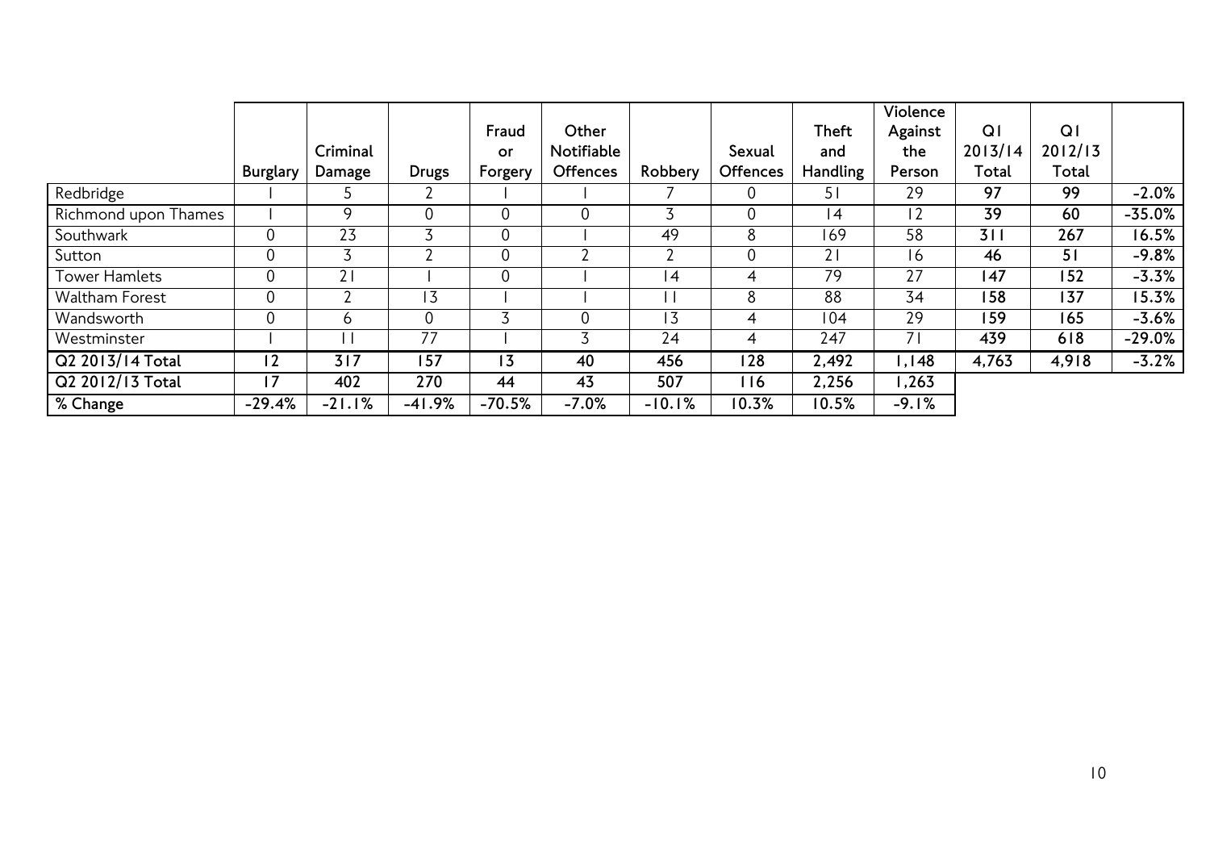| | Burglary | Criminal Damage | Drugs | Fraud or Forgery | Other Notifiable Offences | Robbery | Sexual Offences | Theft and Handling | Violence Against the Person | Q1 2013/14 Total | Q1 2012/13 Total | |
|---|---|---|---|---|---|---|---|---|---|---|---|---|
| Redbridge | 1 | 5 | 2 | 1 | 1 | 7 | 0 | 51 | 29 | **97** | **99** | **-2.0%** |
| Richmond upon Thames | 1 | 9 | 0 | 0 | 0 | 3 | 0 | 14 | 12 | **39** | **60** | **-35.0%** |
| Southwark | 0 | 23 | 3 | 0 | 1 | 49 | 8 | 169 | 58 | **311** | **267** | **16.5%** |
| Sutton | 0 | 3 | 2 | 0 | 2 | 2 | 0 | 21 | 16 | **46** | **51** | **-9.8%** |
| Tower Hamlets | 0 | 21 | 1 | 0 | 1 | 14 | 4 | 79 | 27 | **147** | **152** | **-3.3%** |
| Waltham Forest | 0 | 2 | 13 | 1 | 1 | 11 | 8 | 88 | 34 | **158** | **137** | **15.3%** |
| Wandsworth | 0 | 6 | 0 | 3 | 0 | 13 | 4 | 104 | 29 | **159** | **165** | **-3.6%** |
| Westminster | 1 | 11 | 77 | 1 | 3 | 24 | 4 | 247 | 71 | **439** | **618** | **-29.0%** |
| **Q2 2013/14 Total** | **12** | **317** | **157** | **13** | **40** | **456** | **128** | **2,492** | **1,148** | **4,763** | **4,918** | **-3.2%** |
| **Q2 2012/13 Total** | **17** | **402** | **270** | **44** | **43** | **507** | **116** | **2,256** | **1,263** | | | |
| **% Change** | **-29.4%** | **-21.1%** | **-41.9%** | **-70.5%** | **-7.0%** | **-10.1%** | **10.3%** | **10.5%** | **-9.1%** | | | |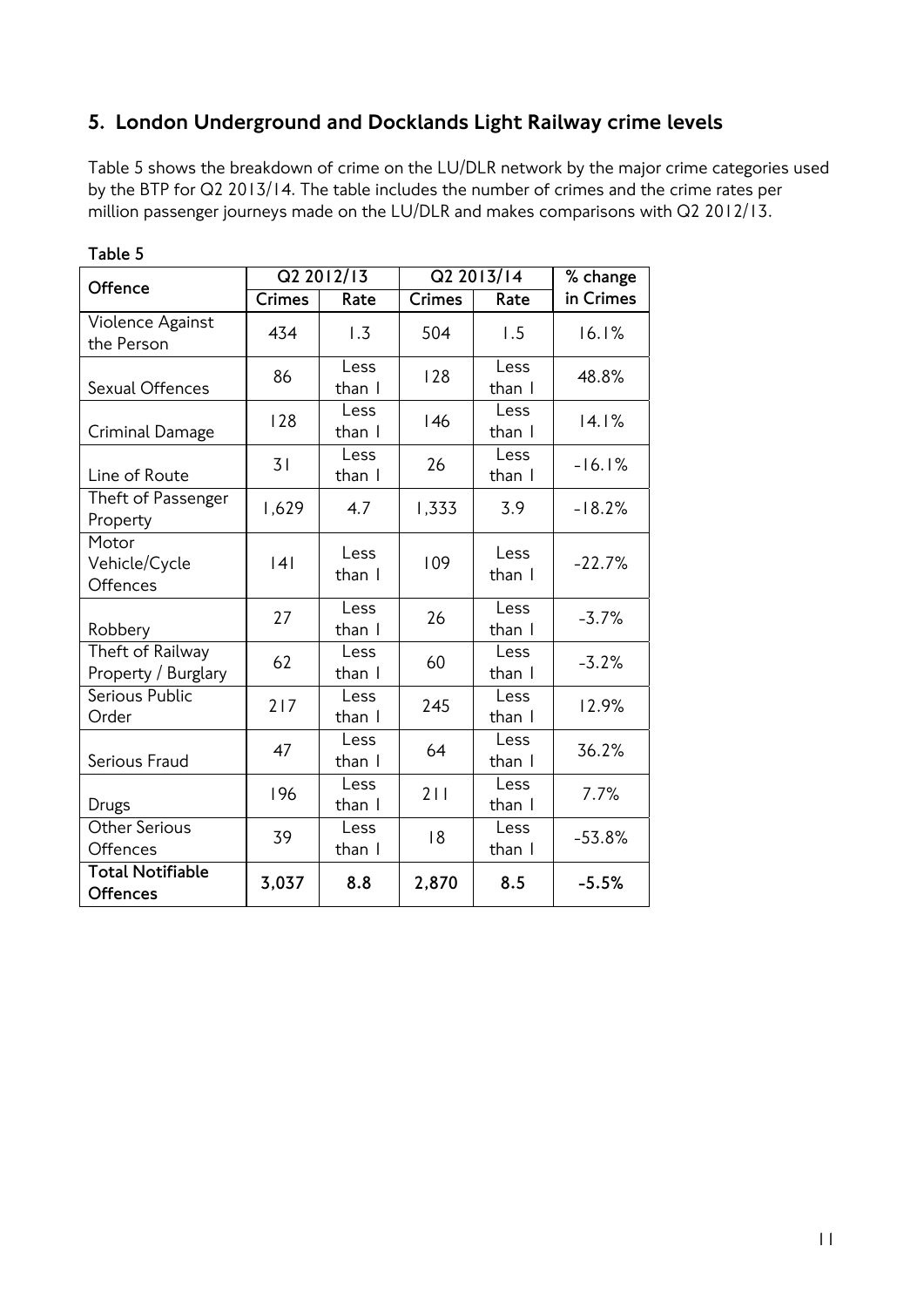## 5. London Underground and Docklands Light Railway crime levels

Table 5 shows the breakdown of crime on the LU/DLR network by the major crime categories used by the BTP for Q2 2013/14. The table includes the number of crimes and the crime rates per million passenger journeys made on the LU/DLR and makes comparisons with Q2 2012/13.

**Table 5**

| Offence | Q2 2012/13 | | Q2 2013/14 | | % change in Crimes |
|---|---|---|---|---|---|
| | Crimes | Rate | Crimes | Rate | |
| Violence Against the Person | 434 | 1.3 | 504 | 1.5 | 16.1% |
| Sexual Offences | 86 | Less than 1 | 128 | Less than 1 | 48.8% |
| Criminal Damage | 128 | Less than 1 | 146 | Less than 1 | 14.1% |
| Line of Route | 31 | Less than 1 | 26 | Less than 1 | -16.1% |
| Theft of Passenger Property | 1,629 | 4.7 | 1,333 | 3.9 | -18.2% |
| Motor Vehicle/Cycle Offences | 141 | Less than 1 | 109 | Less than 1 | -22.7% |
| Robbery | 27 | Less than 1 | 26 | Less than 1 | -3.7% |
| Theft of Railway Property / Burglary | 62 | Less than 1 | 60 | Less than 1 | -3.2% |
| Serious Public Order | 217 | Less than 1 | 245 | Less than 1 | 12.9% |
| Serious Fraud | 47 | Less than 1 | 64 | Less than 1 | 36.2% |
| Drugs | 196 | Less than 1 | 211 | Less than 1 | 7.7% |
| Other Serious Offences | 39 | Less than 1 | 18 | Less than 1 | -53.8% |
| **Total Notifiable Offences** | **3,037** | **8.8** | **2,870** | **8.5** | **-5.5%** |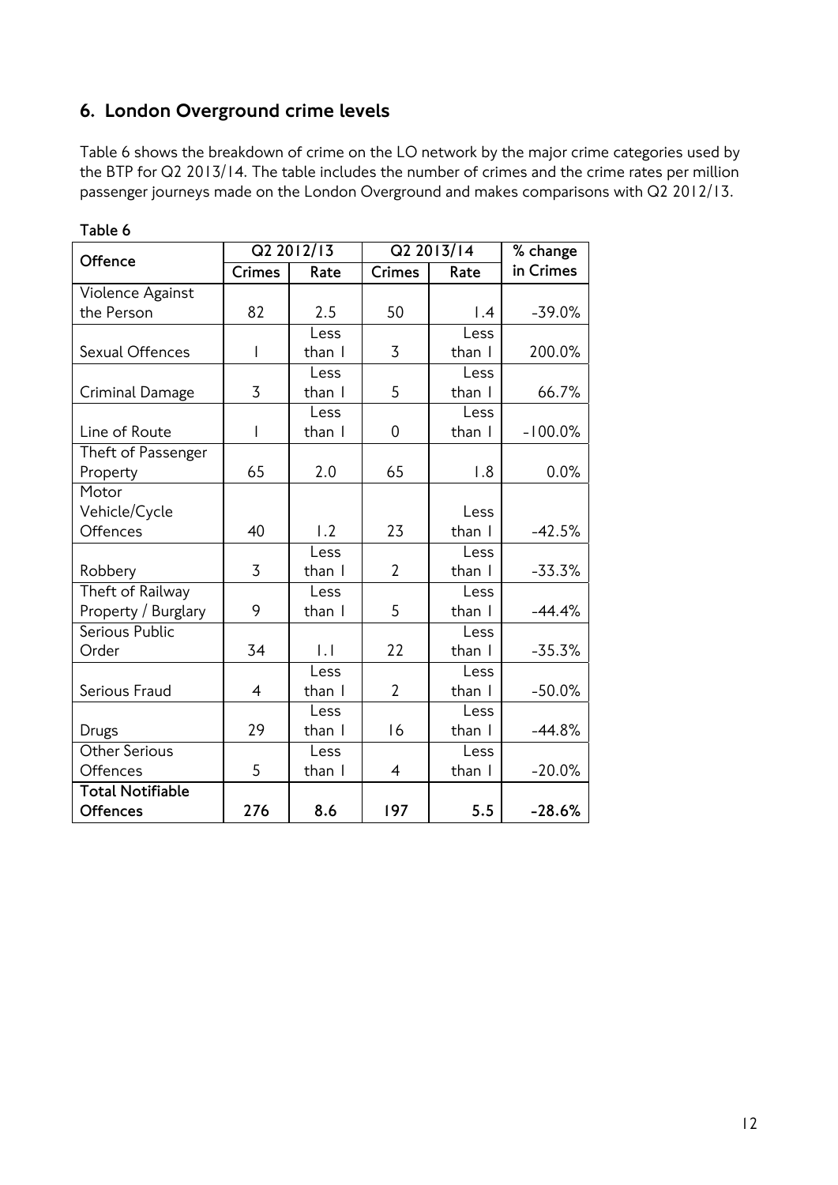## 6. London Overground crime levels

Table 6 shows the breakdown of crime on the LO network by the major crime categories used by the BTP for Q2 2013/14. The table includes the number of crimes and the crime rates per million passenger journeys made on the London Overground and makes comparisons with Q2 2012/13.

**Table 6**

| Offence | Q2 2012/13 | | Q2 2013/14 | | % change in Crimes |
|---|---|---|---|---|---|
| | Crimes | Rate | Crimes | Rate | |
| Violence Against the Person | 82 | 2.5 | 50 | 1.4 | -39.0% |
| Sexual Offences | 1 | Less than 1 | 3 | Less than 1 | 200.0% |
| Criminal Damage | 3 | Less than 1 | 5 | Less than 1 | 66.7% |
| Line of Route | 1 | Less than 1 | 0 | Less than 1 | -100.0% |
| Theft of Passenger Property | 65 | 2.0 | 65 | 1.8 | 0.0% |
| Motor Vehicle/Cycle Offences | 40 | 1.2 | 23 | Less than 1 | -42.5% |
| Robbery | 3 | Less than 1 | 2 | Less than 1 | -33.3% |
| Theft of Railway Property / Burglary | 9 | Less than 1 | 5 | Less than 1 | -44.4% |
| Serious Public Order | 34 | 1.1 | 22 | Less than 1 | -35.3% |
| Serious Fraud | 4 | Less than 1 | 2 | Less than 1 | -50.0% |
| Drugs | 29 | Less than 1 | 16 | Less than 1 | -44.8% |
| Other Serious Offences | 5 | Less than 1 | 4 | Less than 1 | -20.0% |
| **Total Notifiable Offences** | **276** | **8.6** | **197** | **5.5** | **-28.6%** |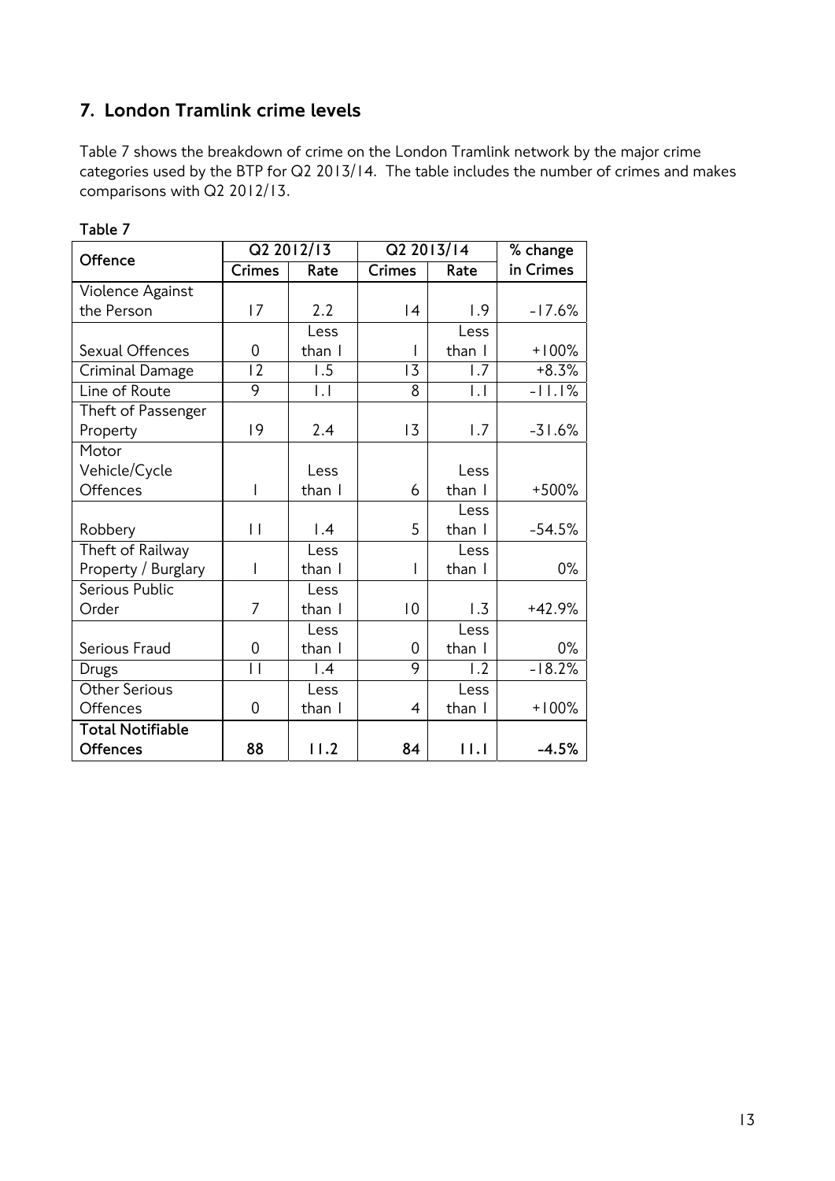## 7. London Tramlink crime levels

Table 7 shows the breakdown of crime on the London Tramlink network by the major crime categories used by the BTP for Q2 2013/14. The table includes the number of crimes and makes comparisons with Q2 2012/13.

**Table 7**

| Offence | Q2 2012/13 | | Q2 2013/14 | | % change in Crimes |
|---|---|---|---|---|---|
| | Crimes | Rate | Crimes | Rate | |
| Violence Against the Person | 17 | 2.2 | 14 | 1.9 | -17.6% |
| Sexual Offences | 0 | Less than 1 | 1 | Less than 1 | +100% |
| Criminal Damage | 12 | 1.5 | 13 | 1.7 | +8.3% |
| Line of Route | 9 | 1.1 | 8 | 1.1 | -11.1% |
| Theft of Passenger Property | 19 | 2.4 | 13 | 1.7 | -31.6% |
| Motor Vehicle/Cycle Offences | 1 | Less than 1 | 6 | Less than 1 | +500% |
| Robbery | 11 | 1.4 | 5 | Less than 1 | -54.5% |
| Theft of Railway Property / Burglary | 1 | Less than 1 | 1 | Less than 1 | 0% |
| Serious Public Order | 7 | Less than 1 | 10 | 1.3 | +42.9% |
| Serious Fraud | 0 | Less than 1 | 0 | Less than 1 | 0% |
| Drugs | 11 | 1.4 | 9 | 1.2 | -18.2% |
| Other Serious Offences | 0 | Less than 1 | 4 | Less than 1 | +100% |
| **Total Notifiable Offences** | **88** | **11.2** | **84** | **11.1** | **-4.5%** |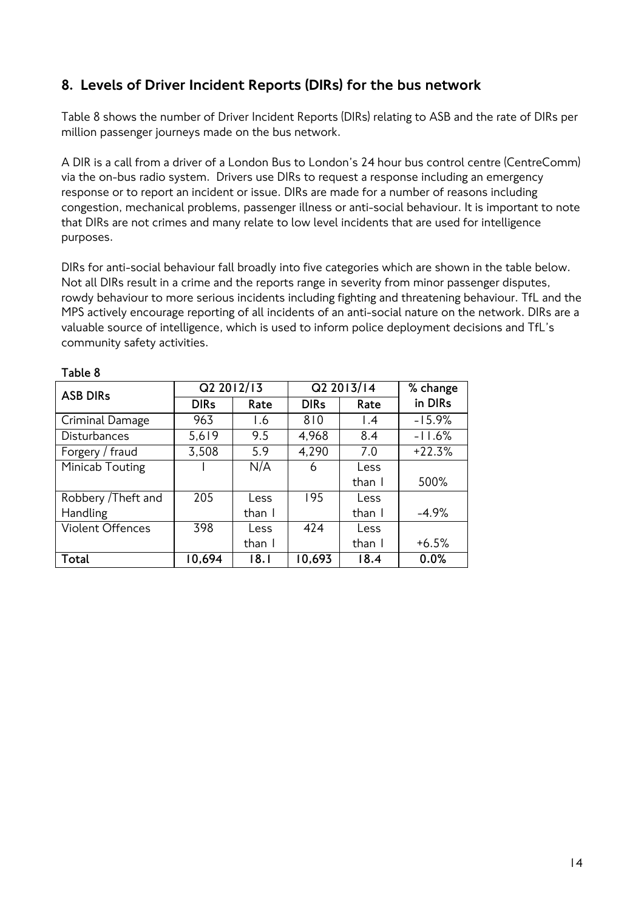## 8. Levels of Driver Incident Reports (DIRs) for the bus network

Table 8 shows the number of Driver Incident Reports (DIRs) relating to ASB and the rate of DIRs per million passenger journeys made on the bus network.

A DIR is a call from a driver of a London Bus to London's 24 hour bus control centre (CentreComm) via the on-bus radio system. Drivers use DIRs to request a response including an emergency response or to report an incident or issue. DIRs are made for a number of reasons including congestion, mechanical problems, passenger illness or anti-social behaviour. It is important to note that DIRs are not crimes and many relate to low level incidents that are used for intelligence purposes.

DIRs for anti-social behaviour fall broadly into five categories which are shown in the table below. Not all DIRs result in a crime and the reports range in severity from minor passenger disputes, rowdy behaviour to more serious incidents including fighting and threatening behaviour. TfL and the MPS actively encourage reporting of all incidents of an anti-social nature on the network. DIRs are a valuable source of intelligence, which is used to inform police deployment decisions and TfL's community safety activities.

**Table 8**

| ASB DIRs | Q2 2012/13 | | Q2 2013/14 | | % change in DIRs |
|---|---|---|---|---|---|
| | **DIRs** | **Rate** | **DIRs** | **Rate** | |
| Criminal Damage | 963 | 1.6 | 810 | 1.4 | -15.9% |
| Disturbances | 5,619 | 9.5 | 4,968 | 8.4 | -11.6% |
| Forgery / fraud | 3,508 | 5.9 | 4,290 | 7.0 | +22.3% |
| Minicab Touting | 1 | N/A | 6 | Less than 1 | 500% |
| Robbery /Theft and Handling | 205 | Less than 1 | 195 | Less than 1 | -4.9% |
| Violent Offences | 398 | Less than 1 | 424 | Less than 1 | +6.5% |
| **Total** | **10,694** | **18.1** | **10,693** | **18.4** | **0.0%** |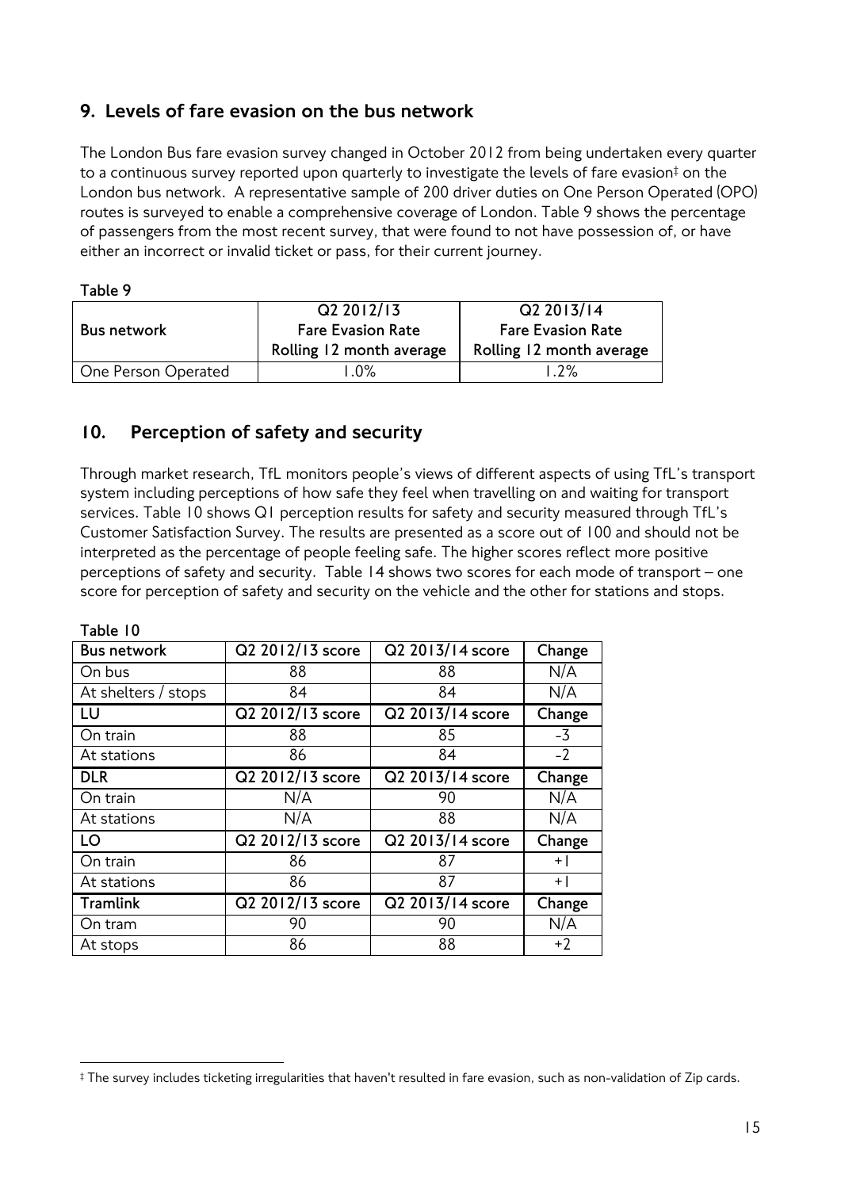## 9. Levels of fare evasion on the bus network

The London Bus fare evasion survey changed in October 2012 from being undertaken every quarter to a continuous survey reported upon quarterly to investigate the levels of fare evasion[‡] on the London bus network. A representative sample of 200 driver duties on One Person Operated (OPO) routes is surveyed to enable a comprehensive coverage of London. Table 9 shows the percentage of passengers from the most recent survey, that were found to not have possession of, or have either an incorrect or invalid ticket or pass, for their current journey.

**Table 9**

| Bus network | Q2 2012/13 Fare Evasion Rate Rolling 12 month average | Q2 2013/14 Fare Evasion Rate Rolling 12 month average |
|---|---|---|
| One Person Operated | 1.0% | 1.2% |

## 10. Perception of safety and security

Through market research, TfL monitors people's views of different aspects of using TfL's transport system including perceptions of how safe they feel when travelling on and waiting for transport services. Table 10 shows Q1 perception results for safety and security measured through TfL's Customer Satisfaction Survey. The results are presented as a score out of 100 and should not be interpreted as the percentage of people feeling safe. The higher scores reflect more positive perceptions of safety and security. Table 14 shows two scores for each mode of transport – one score for perception of safety and security on the vehicle and the other for stations and stops.

**Table 10**

| Bus network | Q2 2012/13 score | Q2 2013/14 score | Change |
|---|---|---|---|
| On bus | 88 | 88 | N/A |
| At shelters / stops | 84 | 84 | N/A |
| **LU** | **Q2 2012/13 score** | **Q2 2013/14 score** | **Change** |
| On train | 88 | 85 | -3 |
| At stations | 86 | 84 | -2 |
| **DLR** | **Q2 2012/13 score** | **Q2 2013/14 score** | **Change** |
| On train | N/A | 90 | N/A |
| At stations | N/A | 88 | N/A |
| **LO** | **Q2 2012/13 score** | **Q2 2013/14 score** | **Change** |
| On train | 86 | 87 | +1 |
| At stations | 86 | 87 | +1 |
| **Tramlink** | **Q2 2012/13 score** | **Q2 2013/14 score** | **Change** |
| On tram | 90 | 90 | N/A |
| At stops | 86 | 88 | +2 |

[‡] The survey includes ticketing irregularities that haven't resulted in fare evasion, such as non-validation of Zip cards.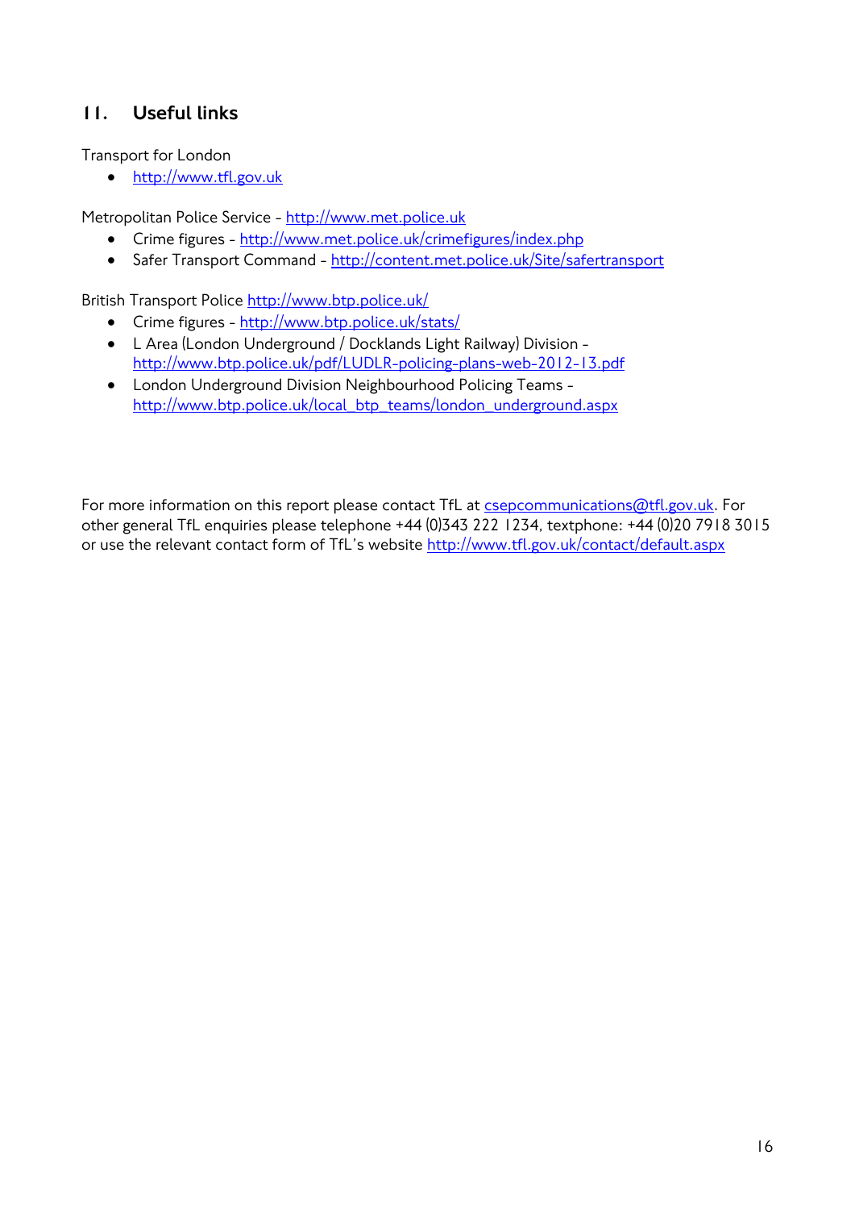## 11. Useful links

Transport for London

- http://www.tfl.gov.uk

Metropolitan Police Service - http://www.met.police.uk

- Crime figures - http://www.met.police.uk/crimefigures/index.php
- Safer Transport Command - http://content.met.police.uk/Site/safertransport

British Transport Police http://www.btp.police.uk/

- Crime figures - http://www.btp.police.uk/stats/
- L Area (London Underground / Docklands Light Railway) Division - http://www.btp.police.uk/pdf/LUDLR-policing-plans-web-2012-13.pdf
- London Underground Division Neighbourhood Policing Teams - http://www.btp.police.uk/local_btp_teams/london_underground.aspx

For more information on this report please contact TfL at csepcommunications@tfl.gov.uk. For other general TfL enquiries please telephone +44 (0)343 222 1234, textphone: +44 (0)20 7918 3015 or use the relevant contact form of TfL's website http://www.tfl.gov.uk/contact/default.aspx